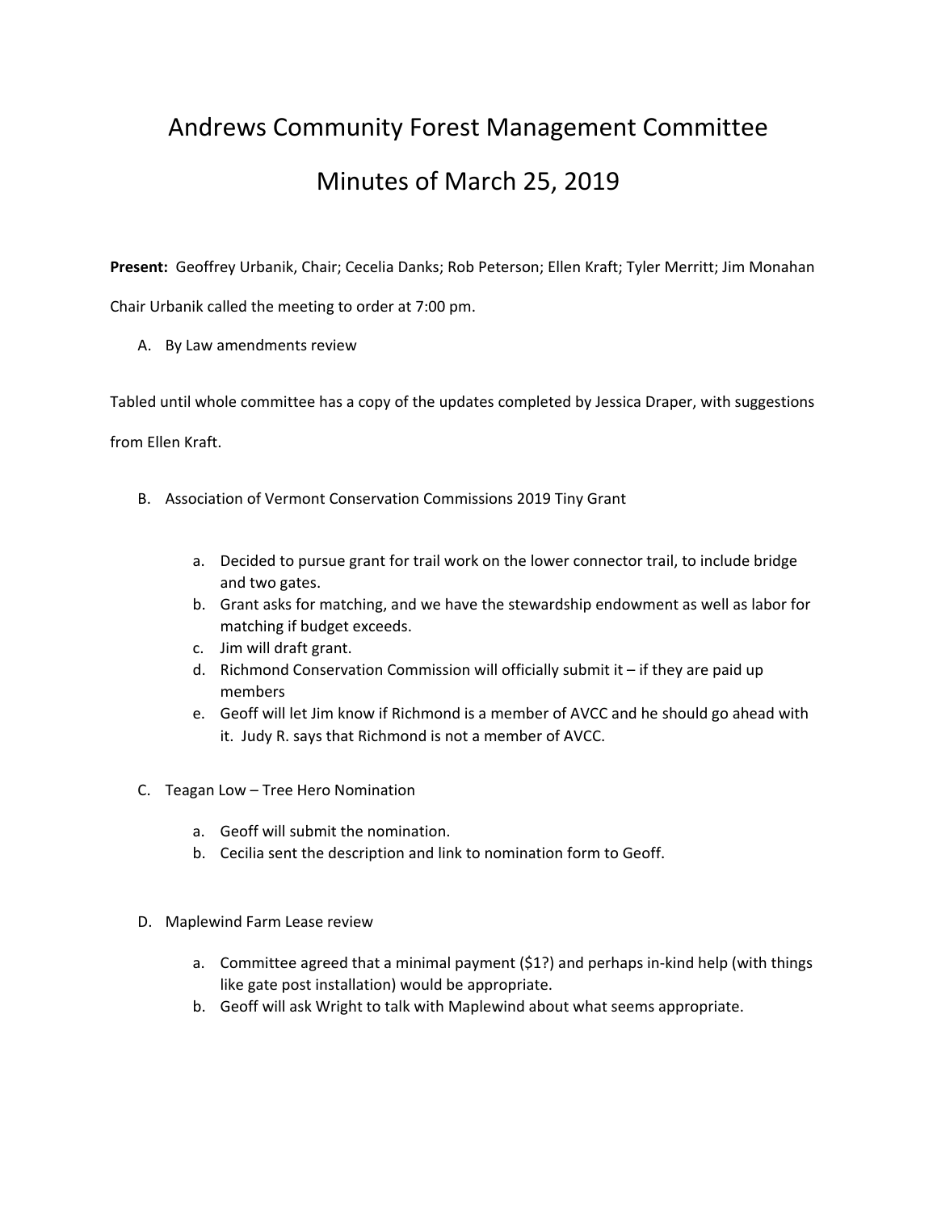# Andrews Community Forest Management Committee

# Minutes of March 25, 2019

**Present:** Geoffrey Urbanik, Chair; Cecelia Danks; Rob Peterson; Ellen Kraft; Tyler Merritt; Jim Monahan

Chair Urbanik called the meeting to order at 7:00 pm.

A. By Law amendments review

Tabled until whole committee has a copy of the updates completed by Jessica Draper, with suggestions from Ellen Kraft.

B. Association of Vermont Conservation Commissions 2019 Tiny Grant

   a. Decided to pursue grant for trail work on the lower connector trail, to include bridge and two gates.
   b. Grant asks for matching, and we have the stewardship endowment as well as labor for matching if budget exceeds.
   c. Jim will draft grant.
   d. Richmond Conservation Commission will officially submit it – if they are paid up members
   e. Geoff will let Jim know if Richmond is a member of AVCC and he should go ahead with it. Judy R. says that Richmond is not a member of AVCC.

C. Teagan Low – Tree Hero Nomination

   a. Geoff will submit the nomination.
   b. Cecilia sent the description and link to nomination form to Geoff.

D. Maplewind Farm Lease review

   a. Committee agreed that a minimal payment ($1?) and perhaps in-kind help (with things like gate post installation) would be appropriate.
   b. Geoff will ask Wright to talk with Maplewind about what seems appropriate.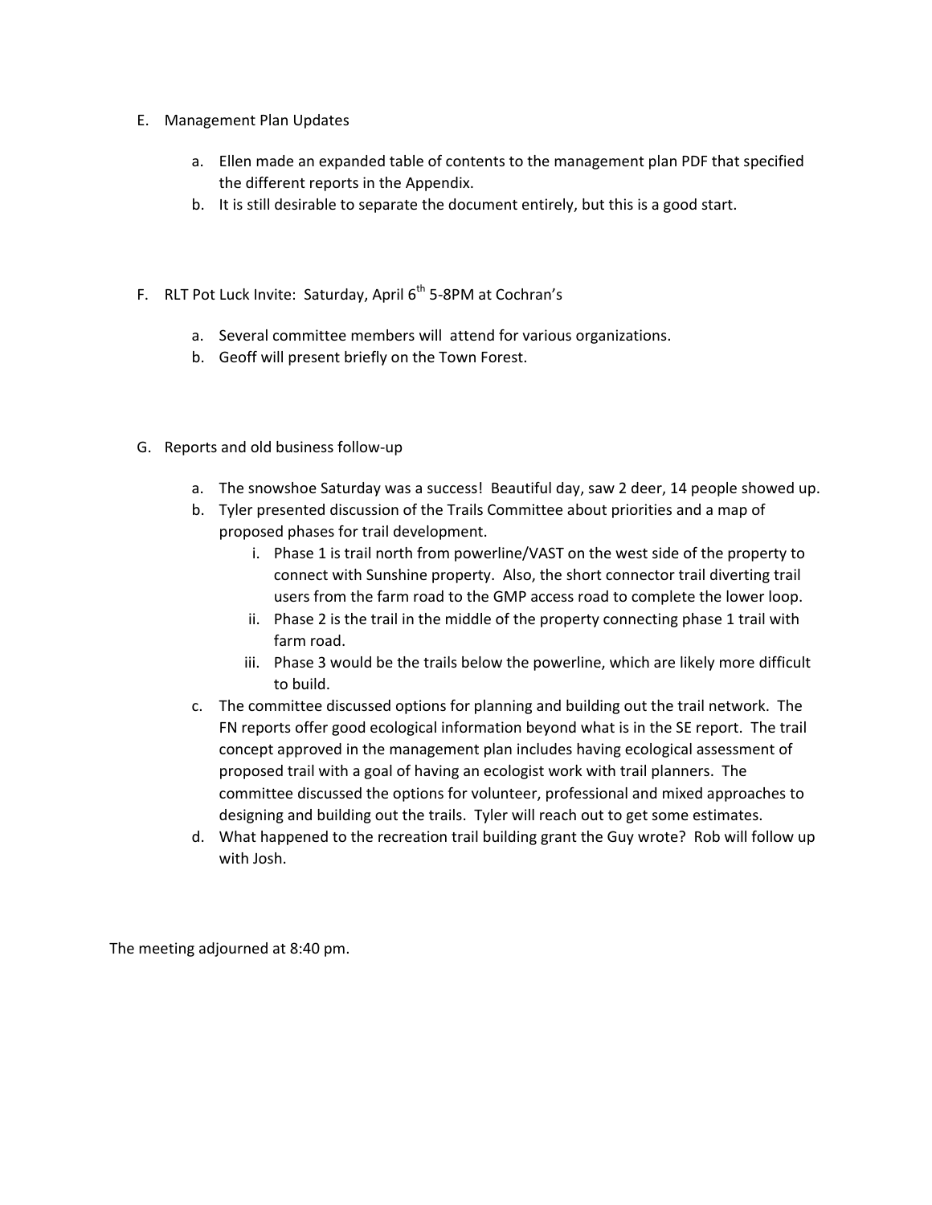E. Management Plan Updates

    a. Ellen made an expanded table of contents to the management plan PDF that specified the different reports in the Appendix.
    b. It is still desirable to separate the document entirely, but this is a good start.

F. RLT Pot Luck Invite: Saturday, April 6th 5-8PM at Cochran's

    a. Several committee members will attend for various organizations.
    b. Geoff will present briefly on the Town Forest.

G. Reports and old business follow-up

    a. The snowshoe Saturday was a success! Beautiful day, saw 2 deer, 14 people showed up.
    b. Tyler presented discussion of the Trails Committee about priorities and a map of proposed phases for trail development.
        i. Phase 1 is trail north from powerline/VAST on the west side of the property to connect with Sunshine property. Also, the short connector trail diverting trail users from the farm road to the GMP access road to complete the lower loop.
        ii. Phase 2 is the trail in the middle of the property connecting phase 1 trail with farm road.
        iii. Phase 3 would be the trails below the powerline, which are likely more difficult to build.
    c. The committee discussed options for planning and building out the trail network. The FN reports offer good ecological information beyond what is in the SE report. The trail concept approved in the management plan includes having ecological assessment of proposed trail with a goal of having an ecologist work with trail planners. The committee discussed the options for volunteer, professional and mixed approaches to designing and building out the trails. Tyler will reach out to get some estimates.
    d. What happened to the recreation trail building grant the Guy wrote? Rob will follow up with Josh.

The meeting adjourned at 8:40 pm.